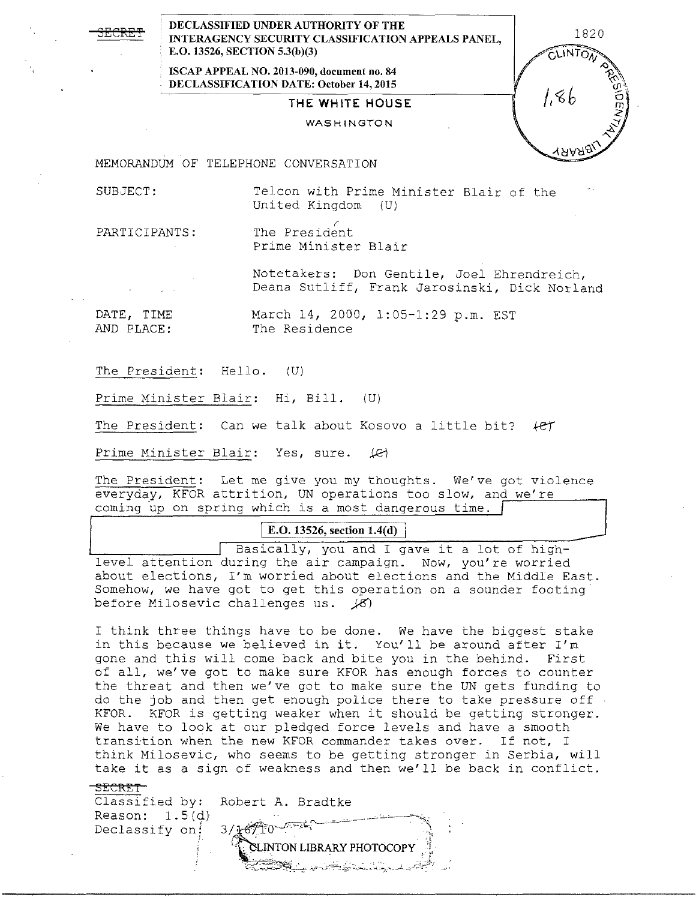SECRET

DECLASSIFIED UNDER AUTHORITY OF THE INTERAGENCY SECURITY CLASSIFICATION APPEALS PANEL, E.O. 13526, SECTION 5.3(b)(3)

ISCAP APPEAL NO. 2013-090, document no. 84
DECLASSIFICATION DATE: October 14, 2015

1820

THE WHITE HOUSE

WASHINGTON

MEMORANDUM OF TELEPHONE CONVERSATION

SUBJECT: Telcon with Prime Minister Blair of the United Kingdom (U)

PARTICIPANTS: The President
Prime Minister Blair

Notetakers: Don Gentile, Joel Ehrendreich, Deana Sutliff, Frank Jarosinski, Dick Norland

DATE, TIME AND PLACE: March 14, 2000, 1:05-1:29 p.m. EST
The Residence

The President: Hello. (U)

Prime Minister Blair: Hi, Bill. (U)

The President: Can we talk about Kosovo a little bit? (C)

Prime Minister Blair: Yes, sure. (C)

The President: Let me give you my thoughts. We've got violence everyday, KFOR attrition, UN operations too slow, and we're coming up on spring which is a most dangerous time. [E.O. 13526, section 1.4(d)] Basically, you and I gave it a lot of high-level attention during the air campaign. Now, you're worried about elections, I'm worried about elections and the Middle East. Somehow, we have got to get this operation on a sounder footing before Milosevic challenges us. (S)

I think three things have to be done. We have the biggest stake in this because we believed in it. You'll be around after I'm gone and this will come back and bite you in the behind. First of all, we've got to make sure KFOR has enough forces to counter the threat and then we've got to make sure the UN gets funding to do the job and then get enough police there to take pressure off KFOR. KFOR is getting weaker when it should be getting stronger. We have to look at our pledged force levels and have a smooth transition when the new KFOR commander takes over. If not, I think Milosevic, who seems to be getting stronger in Serbia, will take it as a sign of weakness and then we'll be back in conflict.

SECRET

Classified by: Robert A. Bradtke
Reason: 1.5(d)
Declassify on: 3/16/10

CLINTON LIBRARY PHOTOCOPY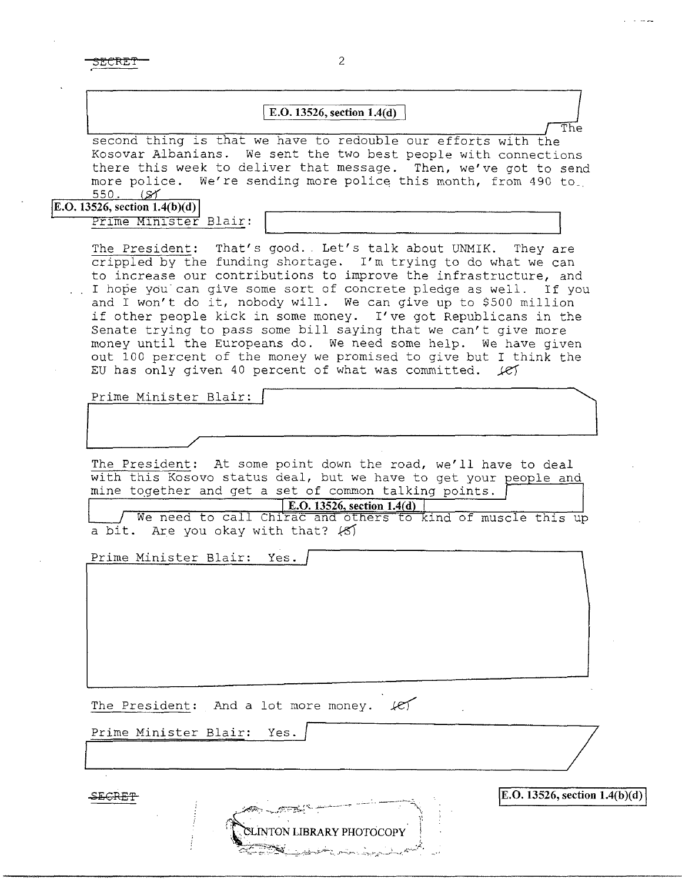SECRET

E.O. 13526, section 1.4(d)

The second thing is that we have to redouble our efforts with the Kosovar Albanians. We sent the two best people with connections there this week to deliver that message. Then, we've got to send more police. We're sending more police this month, from 490 to 550. (S)

E.O. 13526, section 1.4(b)(d)

Prime Minister Blair:

The President: That's good. Let's talk about UNMIK. They are crippled by the funding shortage. I'm trying to do what we can to increase our contributions to improve the infrastructure, and I hope you can give some sort of concrete pledge as well. If you and I won't do it, nobody will. We can give up to $500 million if other people kick in some money. I've got Republicans in the Senate trying to pass some bill saying that we can't give more money until the Europeans do. We need some help. We have given out 100 percent of the money we promised to give but I think the EU has only given 40 percent of what was committed. (C)

Prime Minister Blair:

The President: At some point down the road, we'll have to deal with this Kosovo status deal, but we have to get your people and mine together and get a set of common talking points.

E.O. 13526, section 1.4(d)

We need to call Chirac and others to kind of muscle this up a bit. Are you okay with that? (S)

Prime Minister Blair: Yes.

The President: And a lot more money. (C)

Prime Minister Blair: Yes.

SECRET

E.O. 13526, section 1.4(b)(d)

CLINTON LIBRARY PHOTOCOPY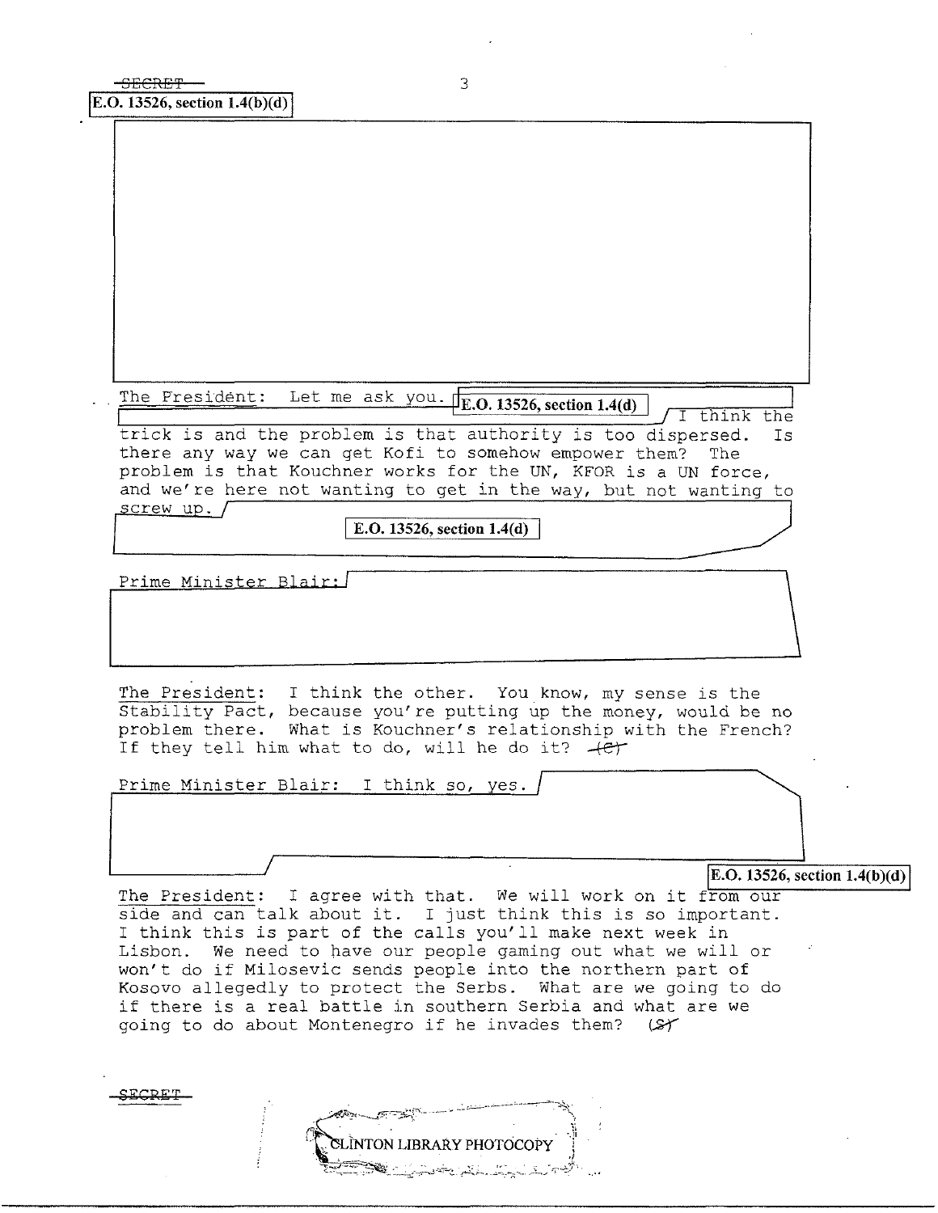SECRET

E.O. 13526, section 1.4(b)(d)

The President: Let me ask you. E.O. 13526, section 1.4(d) I think the trick is and the problem is that authority is too dispersed. Is there any way we can get Kofi to somehow empower them? The problem is that Kouchner works for the UN, KFOR is a UN force, and we're here not wanting to get in the way, but not wanting to screw up.

E.O. 13526, section 1.4(d)

Prime Minister Blair:

The President: I think the other. You know, my sense is the Stability Pact, because you're putting up the money, would be no problem there. What is Kouchner's relationship with the French? If they tell him what to do, will he do it? (C)

Prime Minister Blair: I think so, yes.

E.O. 13526, section 1.4(b)(d)

The President: I agree with that. We will work on it from our side and can talk about it. I just think this is so important. I think this is part of the calls you'll make next week in Lisbon. We need to have our people gaming out what we will or won't do if Milosevic sends people into the northern part of Kosovo allegedly to protect the Serbs. What are we going to do if there is a real battle in southern Serbia and what are we going to do about Montenegro if he invades them? (S)

SECRET

CLINTON LIBRARY PHOTOCOPY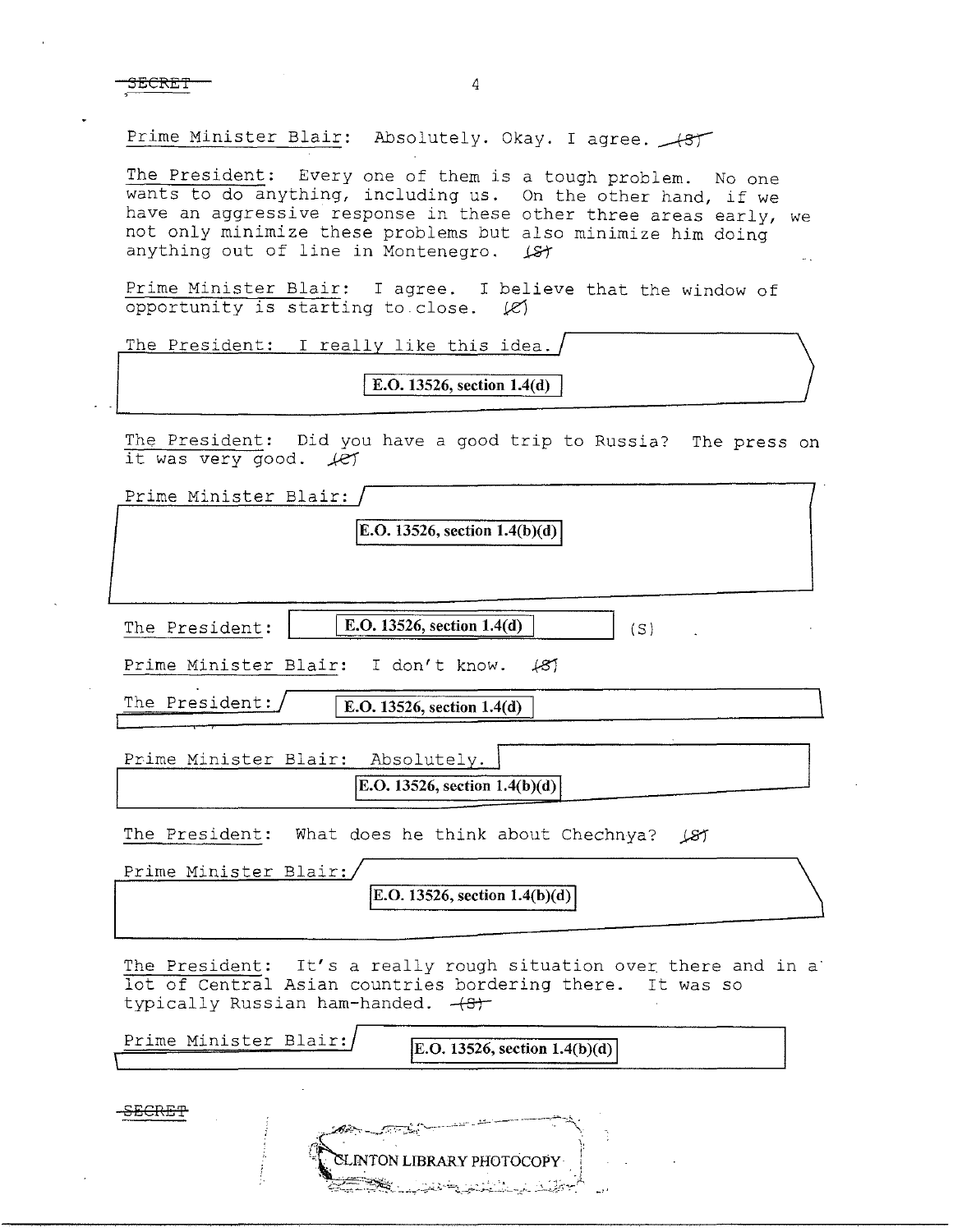Prime Minister Blair: Absolutely. Okay. I agree. (S)

The President: Every one of them is a tough problem. No one wants to do anything, including us. On the other hand, if we have an aggressive response in these other three areas early, we not only minimize these problems but also minimize him doing anything out of line in Montenegro. (S)

Prime Minister Blair: I agree. I believe that the window of opportunity is starting to close. (C)

The President: I really like this idea. [E.O. 13526, section 1.4(d)]

The President: Did you have a good trip to Russia? The press on it was very good. (C)

Prime Minister Blair: [E.O. 13526, section 1.4(b)(d)]

The President: [E.O. 13526, section 1.4(d)] (S)

Prime Minister Blair: I don't know. (S)

The President: [E.O. 13526, section 1.4(d)]

Prime Minister Blair: Absolutely. [E.O. 13526, section 1.4(b)(d)]

The President: What does he think about Chechnya? (S)

Prime Minister Blair: [E.O. 13526, section 1.4(b)(d)]

The President: It's a really rough situation over there and in a lot of Central Asian countries bordering there. It was so typically Russian ham-handed. (S)

Prime Minister Blair: [E.O. 13526, section 1.4(b)(d)]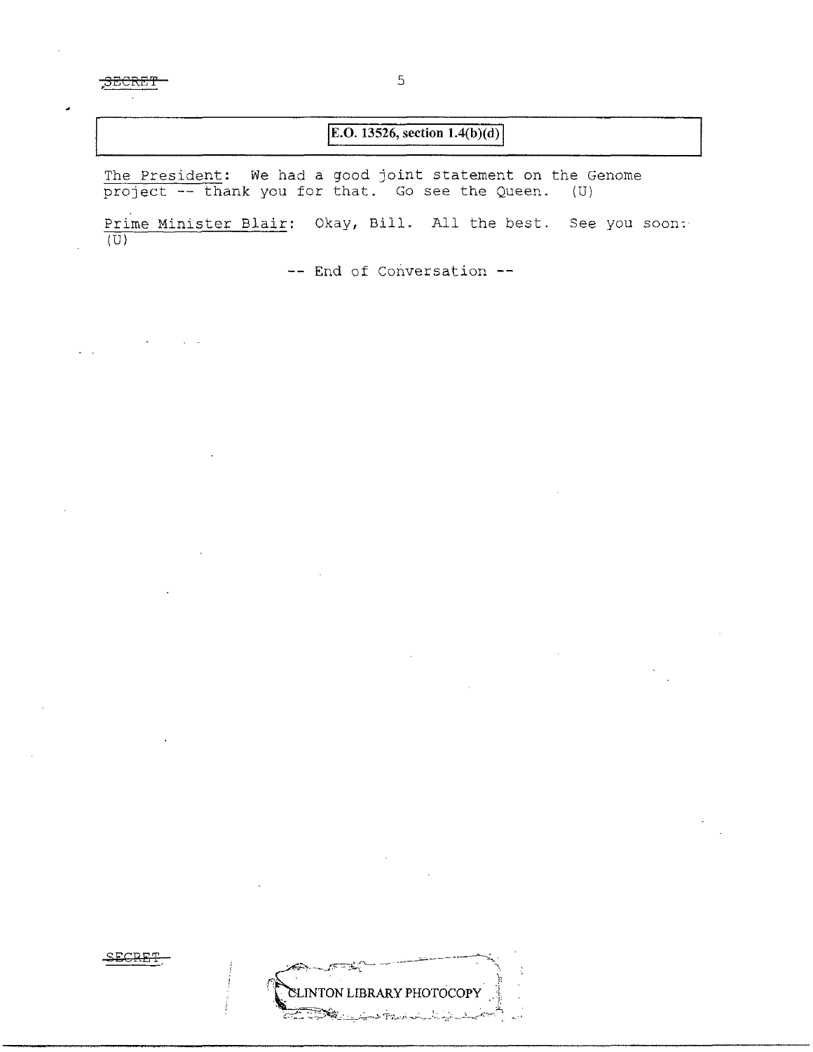E.O. 13526, section 1.4(b)(d)

The President: We had a good joint statement on the Genome project -- thank you for that. Go see the Queen. (U)

Prime Minister Blair: Okay, Bill. All the best. See you soon. (U)

-- End of Conversation --